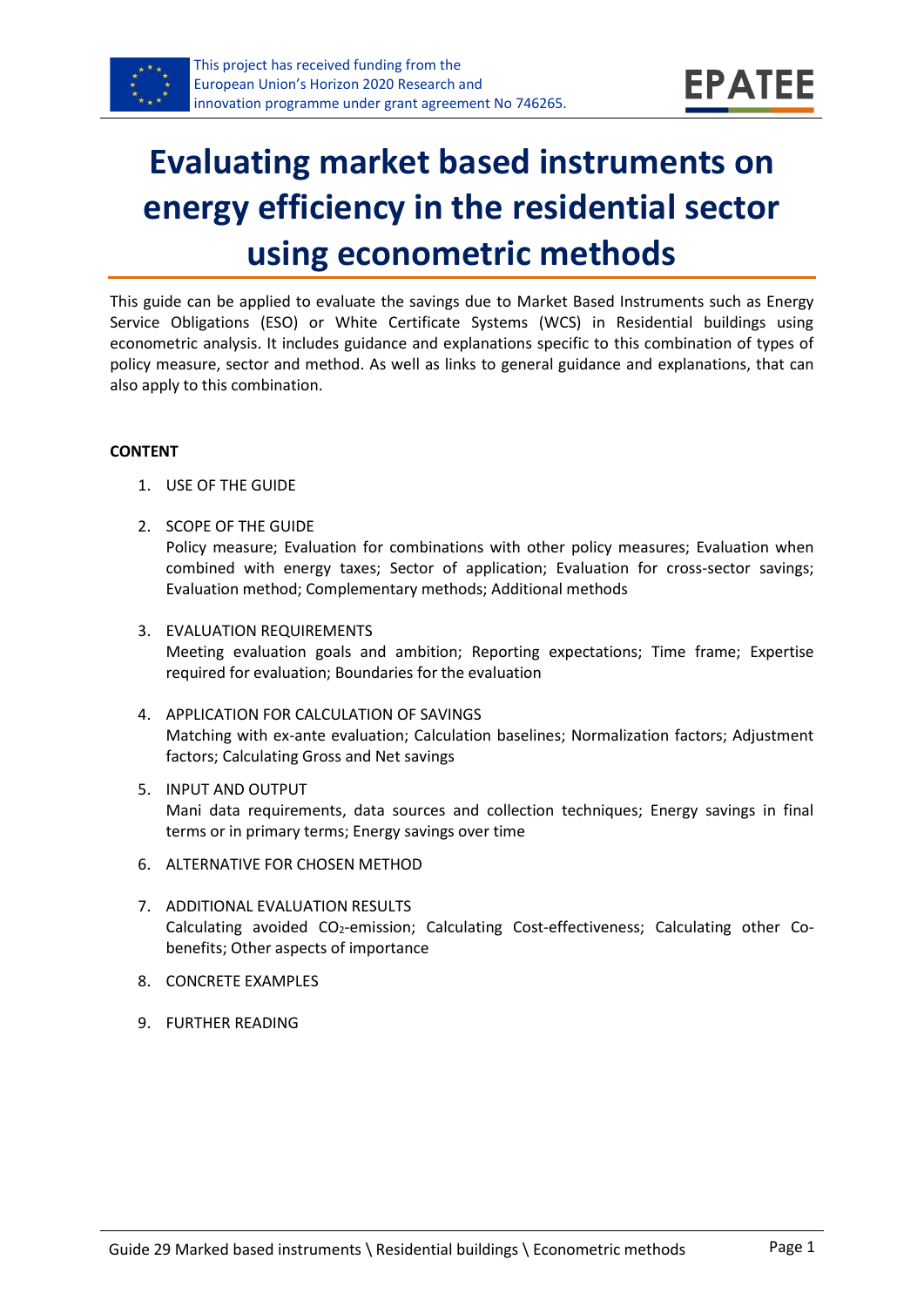This project has received funding from the European Union's Horizon 2020 Research and innovation programme under grant agreement No 746265.

# Evaluating market based instruments on energy efficiency in the residential sector using econometric methods

This guide can be applied to evaluate the savings due to Market Based Instruments such as Energy Service Obligations (ESO) or White Certificate Systems (WCS) in Residential buildings using econometric analysis. It includes guidance and explanations specific to this combination of types of policy measure, sector and method. As well as links to general guidance and explanations, that can also apply to this combination.

**CONTENT**

1. USE OF THE GUIDE
2. SCOPE OF THE GUIDE
   Policy measure; Evaluation for combinations with other policy measures; Evaluation when combined with energy taxes; Sector of application; Evaluation for cross-sector savings; Evaluation method; Complementary methods; Additional methods
3. EVALUATION REQUIREMENTS
   Meeting evaluation goals and ambition; Reporting expectations; Time frame; Expertise required for evaluation; Boundaries for the evaluation
4. APPLICATION FOR CALCULATION OF SAVINGS
   Matching with ex-ante evaluation; Calculation baselines; Normalization factors; Adjustment factors; Calculating Gross and Net savings
5. INPUT AND OUTPUT
   Mani data requirements, data sources and collection techniques; Energy savings in final terms or in primary terms; Energy savings over time
6. ALTERNATIVE FOR CHOSEN METHOD
7. ADDITIONAL EVALUATION RESULTS
   Calculating avoided $CO_2$-emission; Calculating Cost-effectiveness; Calculating other Co-benefits; Other aspects of importance
8. CONCRETE EXAMPLES
9. FURTHER READING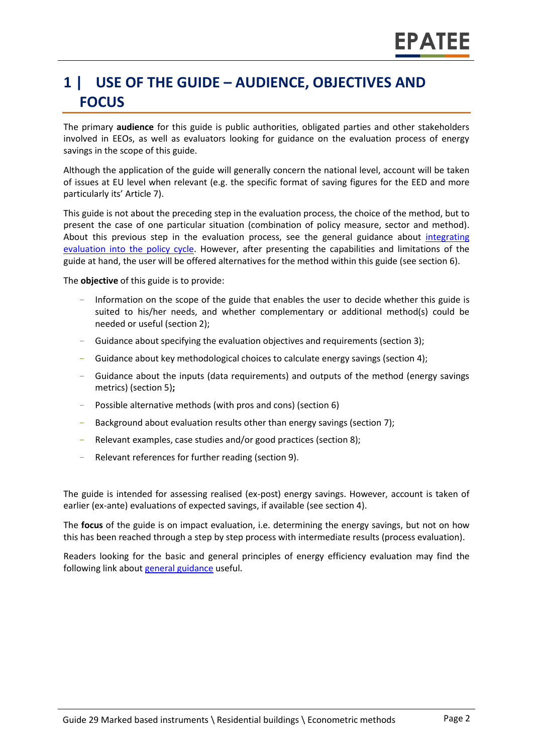# 1 | USE OF THE GUIDE – AUDIENCE, OBJECTIVES AND FOCUS

The primary **audience** for this guide is public authorities, obligated parties and other stakeholders involved in EEOs, as well as evaluators looking for guidance on the evaluation process of energy savings in the scope of this guide.

Although the application of the guide will generally concern the national level, account will be taken of issues at EU level when relevant (e.g. the specific format of saving figures for the EED and more particularly its' Article 7).

This guide is not about the preceding step in the evaluation process, the choice of the method, but to present the case of one particular situation (combination of policy measure, sector and method). About this previous step in the evaluation process, see the general guidance about [integrating evaluation into the policy cycle](). However, after presenting the capabilities and limitations of the guide at hand, the user will be offered alternatives for the method within this guide (see section 6).

The **objective** of this guide is to provide:

- Information on the scope of the guide that enables the user to decide whether this guide is suited to his/her needs, and whether complementary or additional method(s) could be needed or useful (section 2);
- Guidance about specifying the evaluation objectives and requirements (section 3);
- Guidance about key methodological choices to calculate energy savings (section 4);
- Guidance about the inputs (data requirements) and outputs of the method (energy savings metrics) (section 5)**;**
- Possible alternative methods (with pros and cons) (section 6)
- Background about evaluation results other than energy savings (section 7);
- Relevant examples, case studies and/or good practices (section 8);
- Relevant references for further reading (section 9).

The guide is intended for assessing realised (ex-post) energy savings. However, account is taken of earlier (ex-ante) evaluations of expected savings, if available (see section 4).

The **focus** of the guide is on impact evaluation, i.e. determining the energy savings, but not on how this has been reached through a step by step process with intermediate results (process evaluation).

Readers looking for the basic and general principles of energy efficiency evaluation may find the following link about [general guidance]() useful.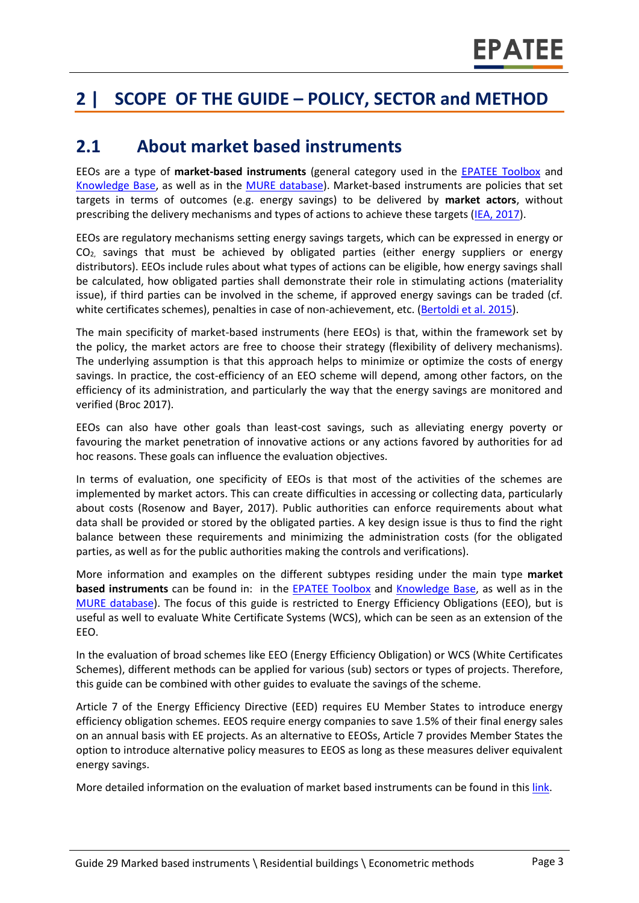# 2 | SCOPE OF THE GUIDE – POLICY, SECTOR and METHOD

## 2.1 About market based instruments

EEOs are a type of **market-based instruments** (general category used in the EPATEE Toolbox and Knowledge Base, as well as in the MURE database). Market-based instruments are policies that set targets in terms of outcomes (e.g. energy savings) to be delivered by **market actors**, without prescribing the delivery mechanisms and types of actions to achieve these targets (IEA, 2017).

EEOs are regulatory mechanisms setting energy savings targets, which can be expressed in energy or $CO_2$, savings that must be achieved by obligated parties (either energy suppliers or energy distributors). EEOs include rules about what types of actions can be eligible, how energy savings shall be calculated, how obligated parties shall demonstrate their role in stimulating actions (materiality issue), if third parties can be involved in the scheme, if approved energy savings can be traded (cf. white certificates schemes), penalties in case of non-achievement, etc. (Bertoldi et al. 2015).

The main specificity of market-based instruments (here EEOs) is that, within the framework set by the policy, the market actors are free to choose their strategy (flexibility of delivery mechanisms). The underlying assumption is that this approach helps to minimize or optimize the costs of energy savings. In practice, the cost-efficiency of an EEO scheme will depend, among other factors, on the efficiency of its administration, and particularly the way that the energy savings are monitored and verified (Broc 2017).

EEOs can also have other goals than least-cost savings, such as alleviating energy poverty or favouring the market penetration of innovative actions or any actions favored by authorities for ad hoc reasons. These goals can influence the evaluation objectives.

In terms of evaluation, one specificity of EEOs is that most of the activities of the schemes are implemented by market actors. This can create difficulties in accessing or collecting data, particularly about costs (Rosenow and Bayer, 2017). Public authorities can enforce requirements about what data shall be provided or stored by the obligated parties. A key design issue is thus to find the right balance between these requirements and minimizing the administration costs (for the obligated parties, as well as for the public authorities making the controls and verifications).

More information and examples on the different subtypes residing under the main type **market based instruments** can be found in: in the EPATEE Toolbox and Knowledge Base, as well as in the MURE database). The focus of this guide is restricted to Energy Efficiency Obligations (EEO), but is useful as well to evaluate White Certificate Systems (WCS), which can be seen as an extension of the EEO.

In the evaluation of broad schemes like EEO (Energy Efficiency Obligation) or WCS (White Certificates Schemes), different methods can be applied for various (sub) sectors or types of projects. Therefore, this guide can be combined with other guides to evaluate the savings of the scheme.

Article 7 of the Energy Efficiency Directive (EED) requires EU Member States to introduce energy efficiency obligation schemes. EEOS require energy companies to save 1.5% of their final energy sales on an annual basis with EE projects. As an alternative to EEOSs, Article 7 provides Member States the option to introduce alternative policy measures to EEOS as long as these measures deliver equivalent energy savings.

More detailed information on the evaluation of market based instruments can be found in this link.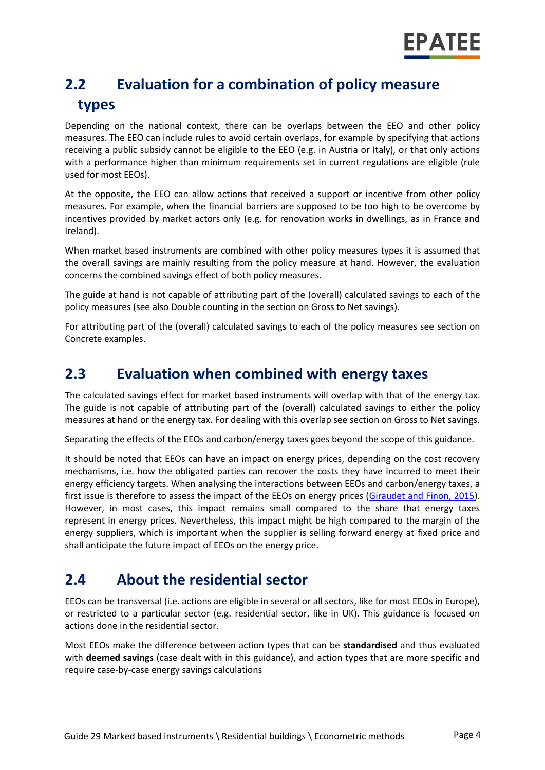## 2.2 Evaluation for a combination of policy measure types

Depending on the national context, there can be overlaps between the EEO and other policy measures. The EEO can include rules to avoid certain overlaps, for example by specifying that actions receiving a public subsidy cannot be eligible to the EEO (e.g. in Austria or Italy), or that only actions with a performance higher than minimum requirements set in current regulations are eligible (rule used for most EEOs).

At the opposite, the EEO can allow actions that received a support or incentive from other policy measures. For example, when the financial barriers are supposed to be too high to be overcome by incentives provided by market actors only (e.g. for renovation works in dwellings, as in France and Ireland).

When market based instruments are combined with other policy measures types it is assumed that the overall savings are mainly resulting from the policy measure at hand. However, the evaluation concerns the combined savings effect of both policy measures.

The guide at hand is not capable of attributing part of the (overall) calculated savings to each of the policy measures (see also Double counting in the section on Gross to Net savings).

For attributing part of the (overall) calculated savings to each of the policy measures see section on Concrete examples.

## 2.3 Evaluation when combined with energy taxes

The calculated savings effect for market based instruments will overlap with that of the energy tax. The guide is not capable of attributing part of the (overall) calculated savings to either the policy measures at hand or the energy tax. For dealing with this overlap see section on Gross to Net savings.

Separating the effects of the EEOs and carbon/energy taxes goes beyond the scope of this guidance.

It should be noted that EEOs can have an impact on energy prices, depending on the cost recovery mechanisms, i.e. how the obligated parties can recover the costs they have incurred to meet their energy efficiency targets. When analysing the interactions between EEOs and carbon/energy taxes, a first issue is therefore to assess the impact of the EEOs on energy prices (Giraudet and Finon, 2015). However, in most cases, this impact remains small compared to the share that energy taxes represent in energy prices. Nevertheless, this impact might be high compared to the margin of the energy suppliers, which is important when the supplier is selling forward energy at fixed price and shall anticipate the future impact of EEOs on the energy price.

## 2.4 About the residential sector

EEOs can be transversal (i.e. actions are eligible in several or all sectors, like for most EEOs in Europe), or restricted to a particular sector (e.g. residential sector, like in UK). This guidance is focused on actions done in the residential sector.

Most EEOs make the difference between action types that can be **standardised** and thus evaluated with **deemed savings** (case dealt with in this guidance), and action types that are more specific and require case-by-case energy savings calculations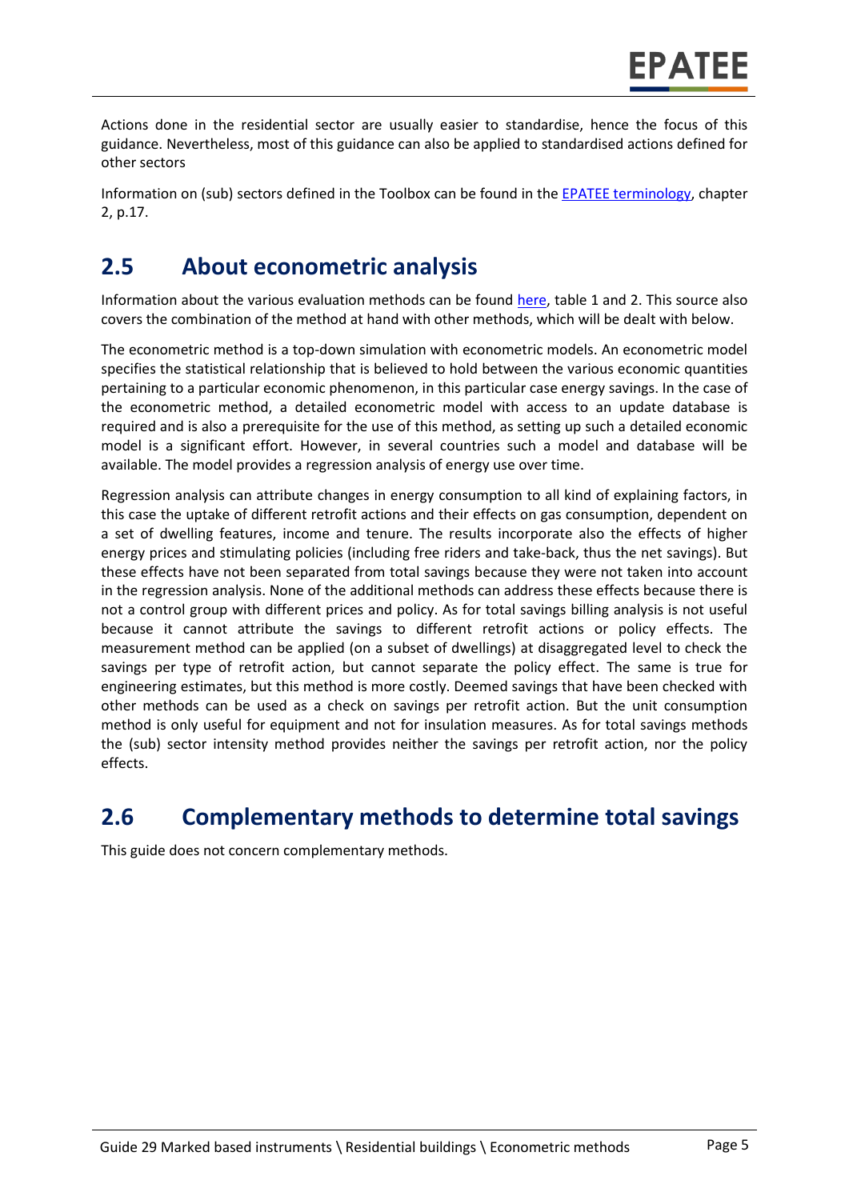Actions done in the residential sector are usually easier to standardise, hence the focus of this guidance. Nevertheless, most of this guidance can also be applied to standardised actions defined for other sectors

Information on (sub) sectors defined in the Toolbox can be found in the EPATEE terminology, chapter 2, p.17.

## 2.5 About econometric analysis

Information about the various evaluation methods can be found here, table 1 and 2. This source also covers the combination of the method at hand with other methods, which will be dealt with below.

The econometric method is a top-down simulation with econometric models. An econometric model specifies the statistical relationship that is believed to hold between the various economic quantities pertaining to a particular economic phenomenon, in this particular case energy savings. In the case of the econometric method, a detailed econometric model with access to an update database is required and is also a prerequisite for the use of this method, as setting up such a detailed economic model is a significant effort. However, in several countries such a model and database will be available. The model provides a regression analysis of energy use over time.

Regression analysis can attribute changes in energy consumption to all kind of explaining factors, in this case the uptake of different retrofit actions and their effects on gas consumption, dependent on a set of dwelling features, income and tenure. The results incorporate also the effects of higher energy prices and stimulating policies (including free riders and take-back, thus the net savings). But these effects have not been separated from total savings because they were not taken into account in the regression analysis. None of the additional methods can address these effects because there is not a control group with different prices and policy. As for total savings billing analysis is not useful because it cannot attribute the savings to different retrofit actions or policy effects. The measurement method can be applied (on a subset of dwellings) at disaggregated level to check the savings per type of retrofit action, but cannot separate the policy effect. The same is true for engineering estimates, but this method is more costly. Deemed savings that have been checked with other methods can be used as a check on savings per retrofit action. But the unit consumption method is only useful for equipment and not for insulation measures. As for total savings methods the (sub) sector intensity method provides neither the savings per retrofit action, nor the policy effects.

## 2.6 Complementary methods to determine total savings

This guide does not concern complementary methods.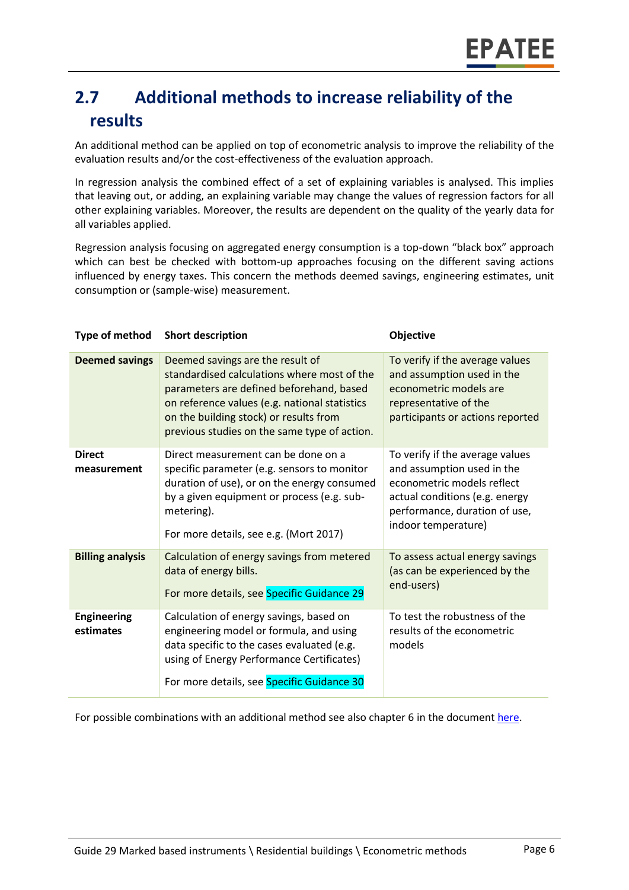## 2.7 Additional methods to increase reliability of the results

An additional method can be applied on top of econometric analysis to improve the reliability of the evaluation results and/or the cost-effectiveness of the evaluation approach.

In regression analysis the combined effect of a set of explaining variables is analysed. This implies that leaving out, or adding, an explaining variable may change the values of regression factors for all other explaining variables. Moreover, the results are dependent on the quality of the yearly data for all variables applied.

Regression analysis focusing on aggregated energy consumption is a top-down "black box" approach which can best be checked with bottom-up approaches focusing on the different saving actions influenced by energy taxes. This concern the methods deemed savings, engineering estimates, unit consumption or (sample-wise) measurement.

| Type of method | Short description | Objective |
|---|---|---|
| **Deemed savings** | Deemed savings are the result of standardised calculations where most of the parameters are defined beforehand, based on reference values (e.g. national statistics on the building stock) or results from previous studies on the same type of action. | To verify if the average values and assumption used in the econometric models are representative of the participants or actions reported |
| **Direct measurement** | Direct measurement can be done on a specific parameter (e.g. sensors to monitor duration of use), or on the energy consumed by a given equipment or process (e.g. sub-metering).<br><br>For more details, see e.g. (Mort 2017) | To verify if the average values and assumption used in the econometric models reflect actual conditions (e.g. energy performance, duration of use, indoor temperature) |
| **Billing analysis** | Calculation of energy savings from metered data of energy bills.<br><br>For more details, see Specific Guidance 29 | To assess actual energy savings (as can be experienced by the end-users) |
| **Engineering estimates** | Calculation of energy savings, based on engineering model or formula, and using data specific to the cases evaluated (e.g. using of Energy Performance Certificates)<br><br>For more details, see Specific Guidance 30 | To test the robustness of the results of the econometric models |

For possible combinations with an additional method see also chapter 6 in the document here.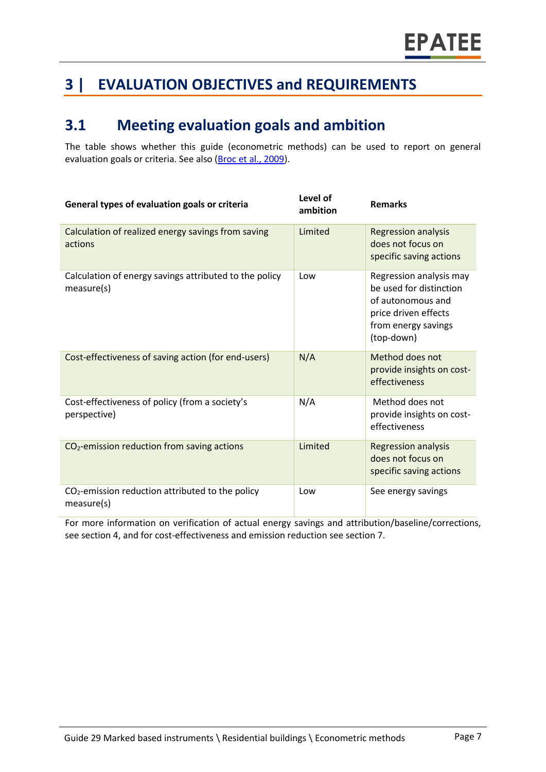# 3 | EVALUATION OBJECTIVES and REQUIREMENTS

## 3.1 Meeting evaluation goals and ambition

The table shows whether this guide (econometric methods) can be used to report on general evaluation goals or criteria. See also (Broc et al., 2009).

| General types of evaluation goals or criteria | Level of ambition | Remarks |
|---|---|---|
| Calculation of realized energy savings from saving actions | Limited | Regression analysis does not focus on specific saving actions |
| Calculation of energy savings attributed to the policy measure(s) | Low | Regression analysis may be used for distinction of autonomous and price driven effects from energy savings (top-down) |
| Cost-effectiveness of saving action (for end-users) | N/A | Method does not provide insights on cost-effectiveness |
| Cost-effectiveness of policy (from a society's perspective) | N/A | Method does not provide insights on cost-effectiveness |
| $CO_2$-emission reduction from saving actions | Limited | Regression analysis does not focus on specific saving actions |
| $CO_2$-emission reduction attributed to the policy measure(s) | Low | See energy savings |

For more information on verification of actual energy savings and attribution/baseline/corrections, see section 4, and for cost-effectiveness and emission reduction see section 7.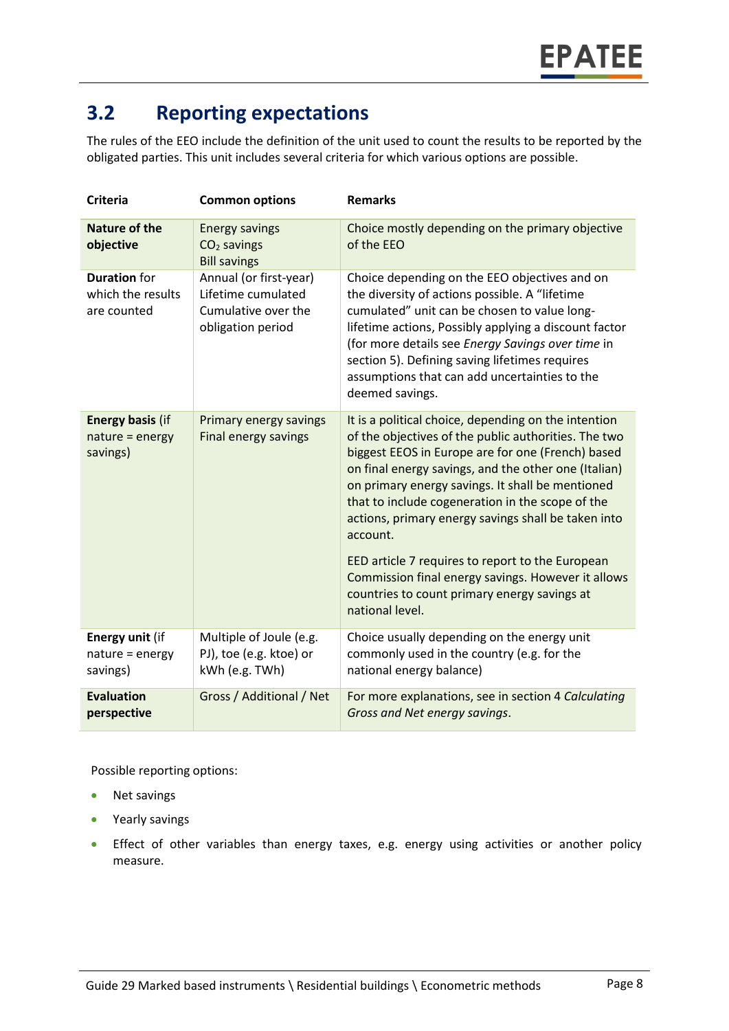## 3.2 Reporting expectations

The rules of the EEO include the definition of the unit used to count the results to be reported by the obligated parties. This unit includes several criteria for which various options are possible.

| Criteria | Common options | Remarks |
|---|---|---|
| **Nature of the objective** | Energy savings<br>$CO_2$ savings<br>Bill savings | Choice mostly depending on the primary objective of the EEO |
| **Duration** for which the results are counted | Annual (or first-year)<br>Lifetime cumulated<br>Cumulative over the obligation period | Choice depending on the EEO objectives and on the diversity of actions possible. A "lifetime cumulated" unit can be chosen to value long-lifetime actions, Possibly applying a discount factor (for more details see *Energy Savings over time* in section 5). Defining saving lifetimes requires assumptions that can add uncertainties to the deemed savings. |
| **Energy basis** (if nature = energy savings) | Primary energy savings<br>Final energy savings | It is a political choice, depending on the intention of the objectives of the public authorities. The two biggest EEOS in Europe are for one (French) based on final energy savings, and the other one (Italian) on primary energy savings. It shall be mentioned that to include cogeneration in the scope of the actions, primary energy savings shall be taken into account.<br><br>EED article 7 requires to report to the European Commission final energy savings. However it allows countries to count primary energy savings at national level. |
| **Energy unit** (if nature = energy savings) | Multiple of Joule (e.g. PJ), toe (e.g. ktoe) or kWh (e.g. TWh) | Choice usually depending on the energy unit commonly used in the country (e.g. for the national energy balance) |
| **Evaluation perspective** | Gross / Additional / Net | For more explanations, see in section 4 *Calculating Gross and Net energy savings*. |

Possible reporting options:

- Net savings
- Yearly savings
- Effect of other variables than energy taxes, e.g. energy using activities or another policy measure.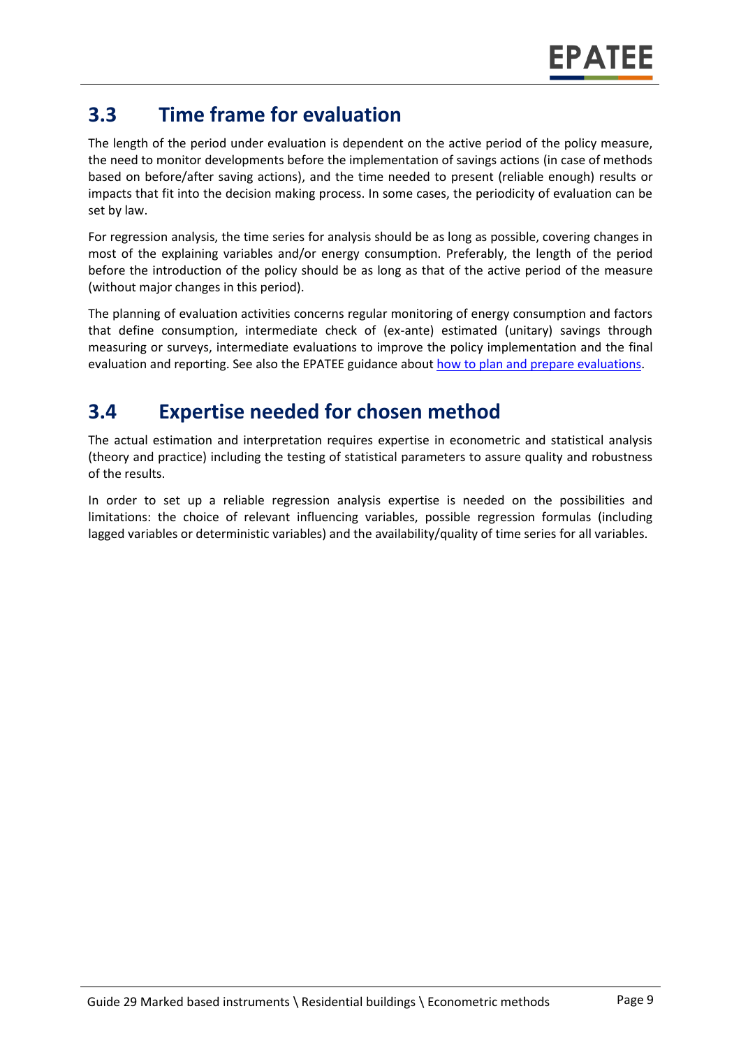## 3.3 Time frame for evaluation

The length of the period under evaluation is dependent on the active period of the policy measure, the need to monitor developments before the implementation of savings actions (in case of methods based on before/after saving actions), and the time needed to present (reliable enough) results or impacts that fit into the decision making process. In some cases, the periodicity of evaluation can be set by law.

For regression analysis, the time series for analysis should be as long as possible, covering changes in most of the explaining variables and/or energy consumption. Preferably, the length of the period before the introduction of the policy should be as long as that of the active period of the measure (without major changes in this period).

The planning of evaluation activities concerns regular monitoring of energy consumption and factors that define consumption, intermediate check of (ex-ante) estimated (unitary) savings through measuring or surveys, intermediate evaluations to improve the policy implementation and the final evaluation and reporting. See also the EPATEE guidance about how to plan and prepare evaluations.

## 3.4 Expertise needed for chosen method

The actual estimation and interpretation requires expertise in econometric and statistical analysis (theory and practice) including the testing of statistical parameters to assure quality and robustness of the results.

In order to set up a reliable regression analysis expertise is needed on the possibilities and limitations: the choice of relevant influencing variables, possible regression formulas (including lagged variables or deterministic variables) and the availability/quality of time series for all variables.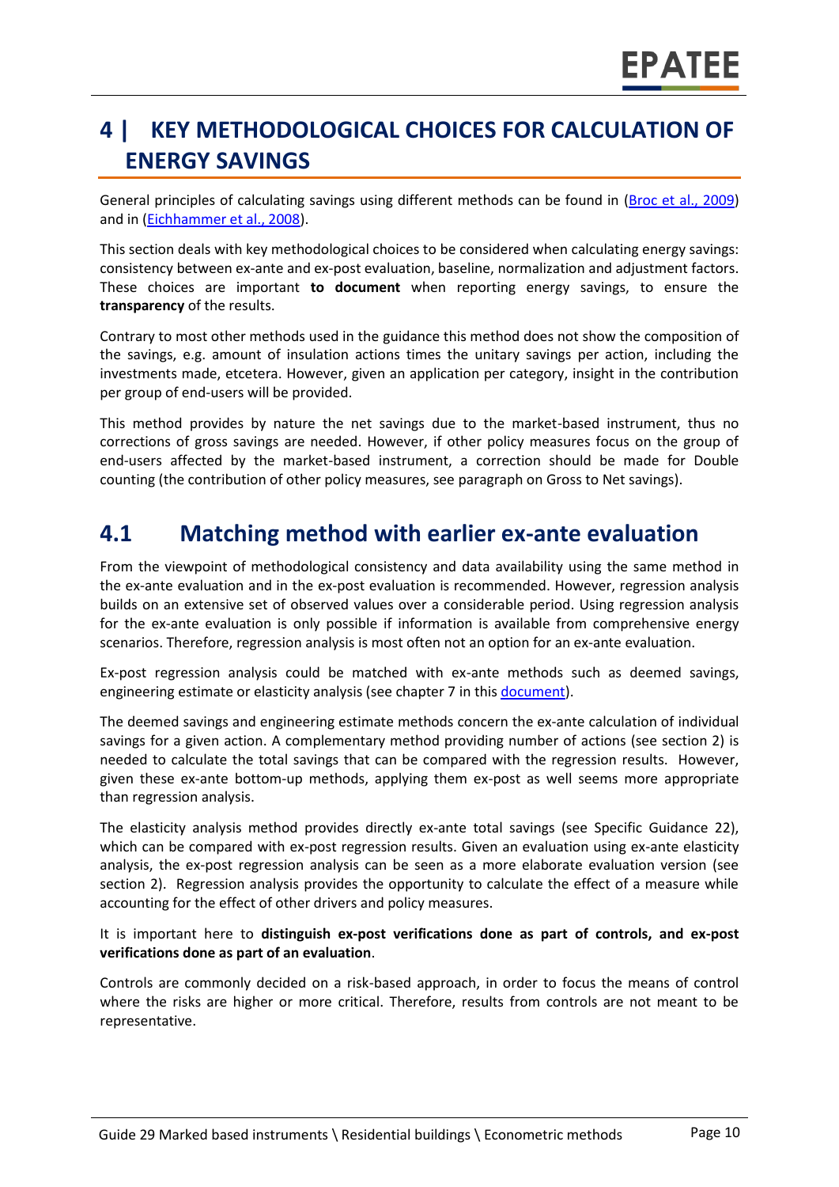# 4 | KEY METHODOLOGICAL CHOICES FOR CALCULATION OF ENERGY SAVINGS

General principles of calculating savings using different methods can be found in (Broc et al., 2009) and in (Eichhammer et al., 2008).

This section deals with key methodological choices to be considered when calculating energy savings: consistency between ex-ante and ex-post evaluation, baseline, normalization and adjustment factors. These choices are important **to document** when reporting energy savings, to ensure the **transparency** of the results.

Contrary to most other methods used in the guidance this method does not show the composition of the savings, e.g. amount of insulation actions times the unitary savings per action, including the investments made, etcetera. However, given an application per category, insight in the contribution per group of end-users will be provided.

This method provides by nature the net savings due to the market-based instrument, thus no corrections of gross savings are needed. However, if other policy measures focus on the group of end-users affected by the market-based instrument, a correction should be made for Double counting (the contribution of other policy measures, see paragraph on Gross to Net savings).

## 4.1 Matching method with earlier ex-ante evaluation

From the viewpoint of methodological consistency and data availability using the same method in the ex-ante evaluation and in the ex-post evaluation is recommended. However, regression analysis builds on an extensive set of observed values over a considerable period. Using regression analysis for the ex-ante evaluation is only possible if information is available from comprehensive energy scenarios. Therefore, regression analysis is most often not an option for an ex-ante evaluation.

Ex-post regression analysis could be matched with ex-ante methods such as deemed savings, engineering estimate or elasticity analysis (see chapter 7 in this document).

The deemed savings and engineering estimate methods concern the ex-ante calculation of individual savings for a given action. A complementary method providing number of actions (see section 2) is needed to calculate the total savings that can be compared with the regression results. However, given these ex-ante bottom-up methods, applying them ex-post as well seems more appropriate than regression analysis.

The elasticity analysis method provides directly ex-ante total savings (see Specific Guidance 22), which can be compared with ex-post regression results. Given an evaluation using ex-ante elasticity analysis, the ex-post regression analysis can be seen as a more elaborate evaluation version (see section 2). Regression analysis provides the opportunity to calculate the effect of a measure while accounting for the effect of other drivers and policy measures.

It is important here to **distinguish ex-post verifications done as part of controls, and ex-post verifications done as part of an evaluation**.

Controls are commonly decided on a risk-based approach, in order to focus the means of control where the risks are higher or more critical. Therefore, results from controls are not meant to be representative.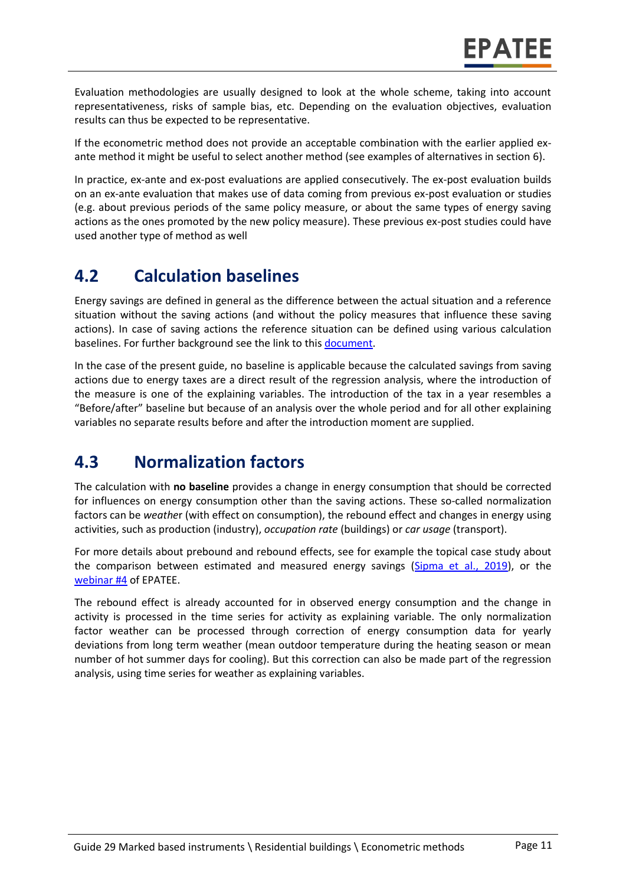Evaluation methodologies are usually designed to look at the whole scheme, taking into account representativeness, risks of sample bias, etc. Depending on the evaluation objectives, evaluation results can thus be expected to be representative.

If the econometric method does not provide an acceptable combination with the earlier applied ex-ante method it might be useful to select another method (see examples of alternatives in section 6).

In practice, ex-ante and ex-post evaluations are applied consecutively. The ex-post evaluation builds on an ex-ante evaluation that makes use of data coming from previous ex-post evaluation or studies (e.g. about previous periods of the same policy measure, or about the same types of energy saving actions as the ones promoted by the new policy measure). These previous ex-post studies could have used another type of method as well

## 4.2 Calculation baselines

Energy savings are defined in general as the difference between the actual situation and a reference situation without the saving actions (and without the policy measures that influence these saving actions). In case of saving actions the reference situation can be defined using various calculation baselines. For further background see the link to this document.

In the case of the present guide, no baseline is applicable because the calculated savings from saving actions due to energy taxes are a direct result of the regression analysis, where the introduction of the measure is one of the explaining variables. The introduction of the tax in a year resembles a "Before/after" baseline but because of an analysis over the whole period and for all other explaining variables no separate results before and after the introduction moment are supplied.

## 4.3 Normalization factors

The calculation with **no baseline** provides a change in energy consumption that should be corrected for influences on energy consumption other than the saving actions. These so-called normalization factors can be *weather* (with effect on consumption), the rebound effect and changes in energy using activities, such as production (industry), *occupation rate* (buildings) or *car usage* (transport).

For more details about prebound and rebound effects, see for example the topical case study about the comparison between estimated and measured energy savings (Sipma et al., 2019), or the webinar #4 of EPATEE.

The rebound effect is already accounted for in observed energy consumption and the change in activity is processed in the time series for activity as explaining variable. The only normalization factor weather can be processed through correction of energy consumption data for yearly deviations from long term weather (mean outdoor temperature during the heating season or mean number of hot summer days for cooling). But this correction can also be made part of the regression analysis, using time series for weather as explaining variables.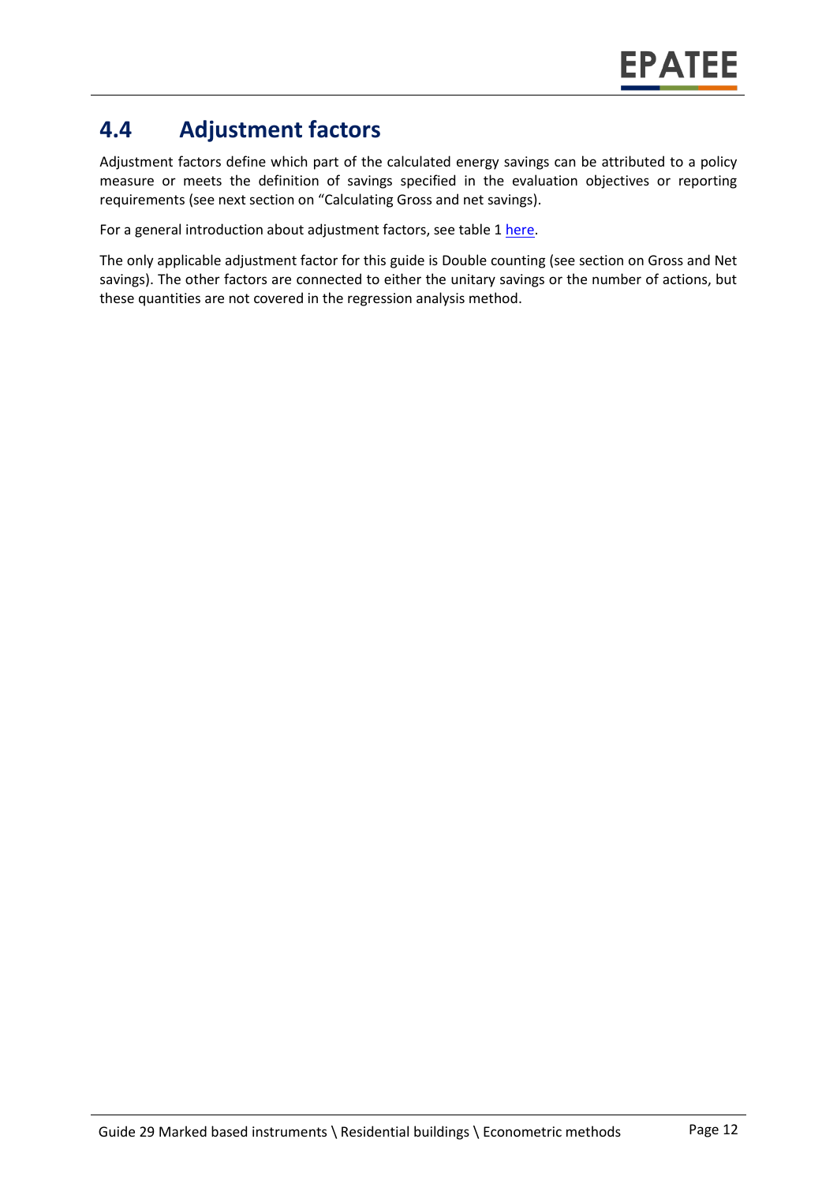## 4.4 Adjustment factors

Adjustment factors define which part of the calculated energy savings can be attributed to a policy measure or meets the definition of savings specified in the evaluation objectives or reporting requirements (see next section on "Calculating Gross and net savings).

For a general introduction about adjustment factors, see table 1 here.

The only applicable adjustment factor for this guide is Double counting (see section on Gross and Net savings). The other factors are connected to either the unitary savings or the number of actions, but these quantities are not covered in the regression analysis method.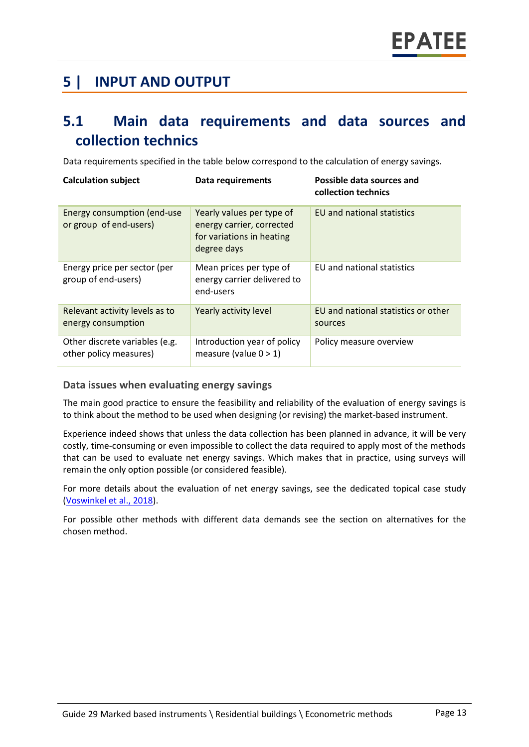# 5 | INPUT AND OUTPUT

## 5.1 Main data requirements and data sources and collection technics

Data requirements specified in the table below correspond to the calculation of energy savings.

| Calculation subject | Data requirements | Possible data sources and collection technics |
|---|---|---|
| Energy consumption (end-use or group of end-users) | Yearly values per type of energy carrier, corrected for variations in heating degree days | EU and national statistics |
| Energy price per sector (per group of end-users) | Mean prices per type of energy carrier delivered to end-users | EU and national statistics |
| Relevant activity levels as to energy consumption | Yearly activity level | EU and national statistics or other sources |
| Other discrete variables (e.g. other policy measures) | Introduction year of policy measure (value 0 > 1) | Policy measure overview |

### Data issues when evaluating energy savings

The main good practice to ensure the feasibility and reliability of the evaluation of energy savings is to think about the method to be used when designing (or revising) the market-based instrument.

Experience indeed shows that unless the data collection has been planned in advance, it will be very costly, time-consuming or even impossible to collect the data required to apply most of the methods that can be used to evaluate net energy savings. Which makes that in practice, using surveys will remain the only option possible (or considered feasible).

For more details about the evaluation of net energy savings, see the dedicated topical case study (Voswinkel et al., 2018).

For possible other methods with different data demands see the section on alternatives for the chosen method.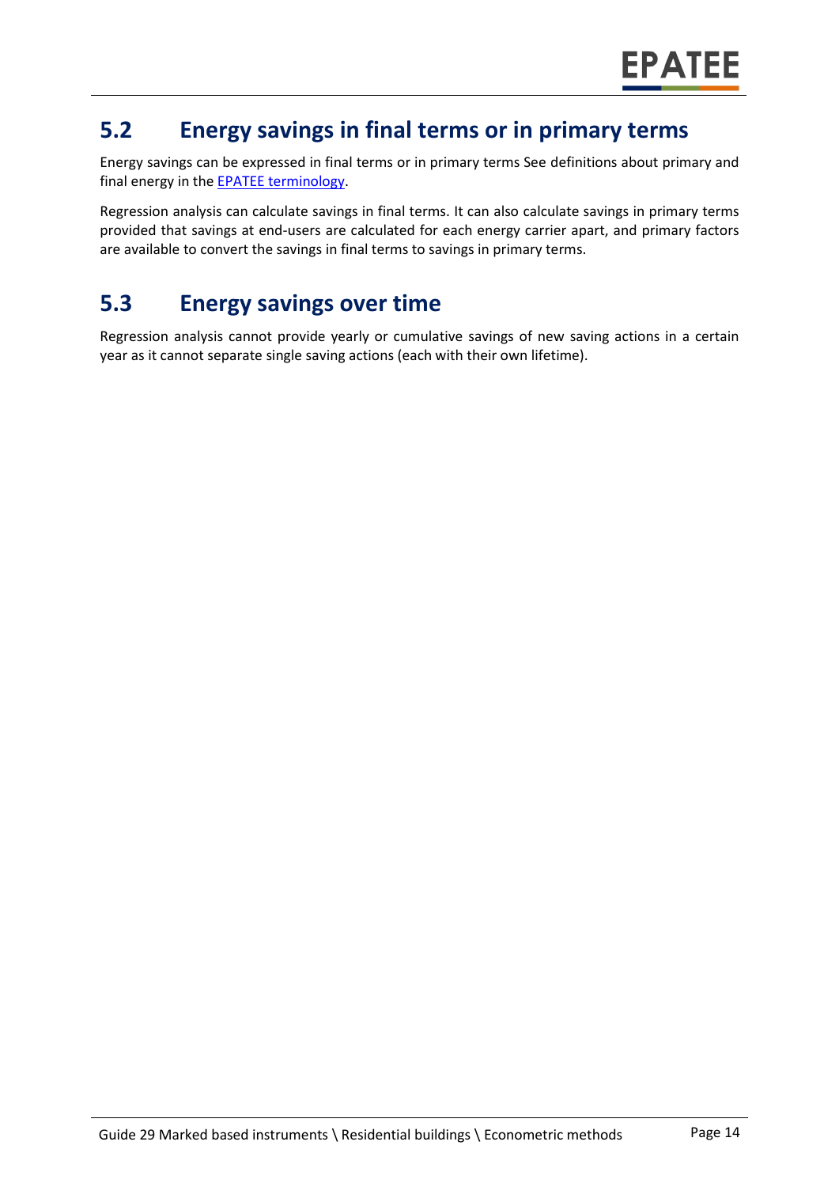## 5.2 Energy savings in final terms or in primary terms

Energy savings can be expressed in final terms or in primary terms See definitions about primary and final energy in the [EPATEE terminology](EPATEE terminology).

Regression analysis can calculate savings in final terms. It can also calculate savings in primary terms provided that savings at end-users are calculated for each energy carrier apart, and primary factors are available to convert the savings in final terms to savings in primary terms.

## 5.3 Energy savings over time

Regression analysis cannot provide yearly or cumulative savings of new saving actions in a certain year as it cannot separate single saving actions (each with their own lifetime).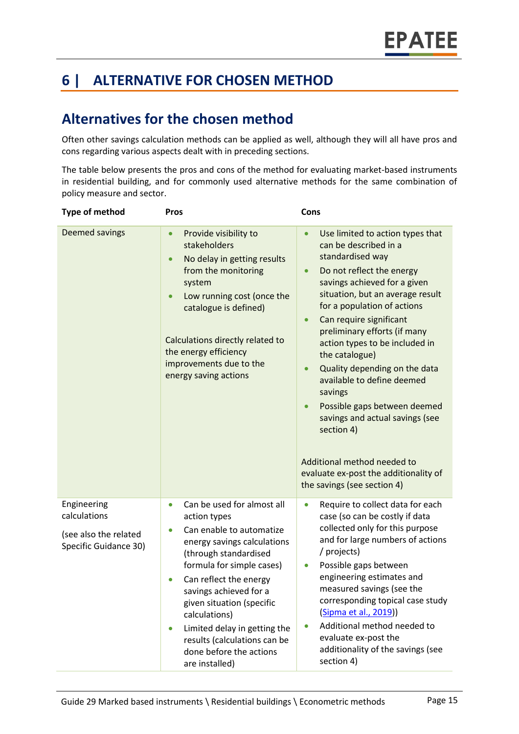# 6 | ALTERNATIVE FOR CHOSEN METHOD

## Alternatives for the chosen method

Often other savings calculation methods can be applied as well, although they will all have pros and cons regarding various aspects dealt with in preceding sections.

The table below presents the pros and cons of the method for evaluating market-based instruments in residential building, and for commonly used alternative methods for the same combination of policy measure and sector.

| Type of method | Pros | Cons |
|---|---|---|
| Deemed savings | • Provide visibility to stakeholders<br>• No delay in getting results from the monitoring system<br>• Low running cost (once the catalogue is defined)<br><br>Calculations directly related to the energy efficiency improvements due to the energy saving actions | • Use limited to action types that can be described in a standardised way<br>• Do not reflect the energy savings achieved for a given situation, but an average result for a population of actions<br>• Can require significant preliminary efforts (if many action types to be included in the catalogue)<br>• Quality depending on the data available to define deemed savings<br>• Possible gaps between deemed savings and actual savings (see section 4)<br><br>Additional method needed to evaluate ex-post the additionality of the savings (see section 4) |
| Engineering calculations<br><br>(see also the related Specific Guidance 30) | • Can be used for almost all action types<br>• Can enable to automatize energy savings calculations (through standardised formula for simple cases)<br>• Can reflect the energy savings achieved for a given situation (specific calculations)<br>• Limited delay in getting the results (calculations can be done before the actions are installed) | • Require to collect data for each case (so can be costly if data collected only for this purpose and for large numbers of actions / projects)<br>• Possible gaps between engineering estimates and measured savings (see the corresponding topical case study (Sipma et al., 2019))<br>• Additional method needed to evaluate ex-post the additionality of the savings (see section 4) |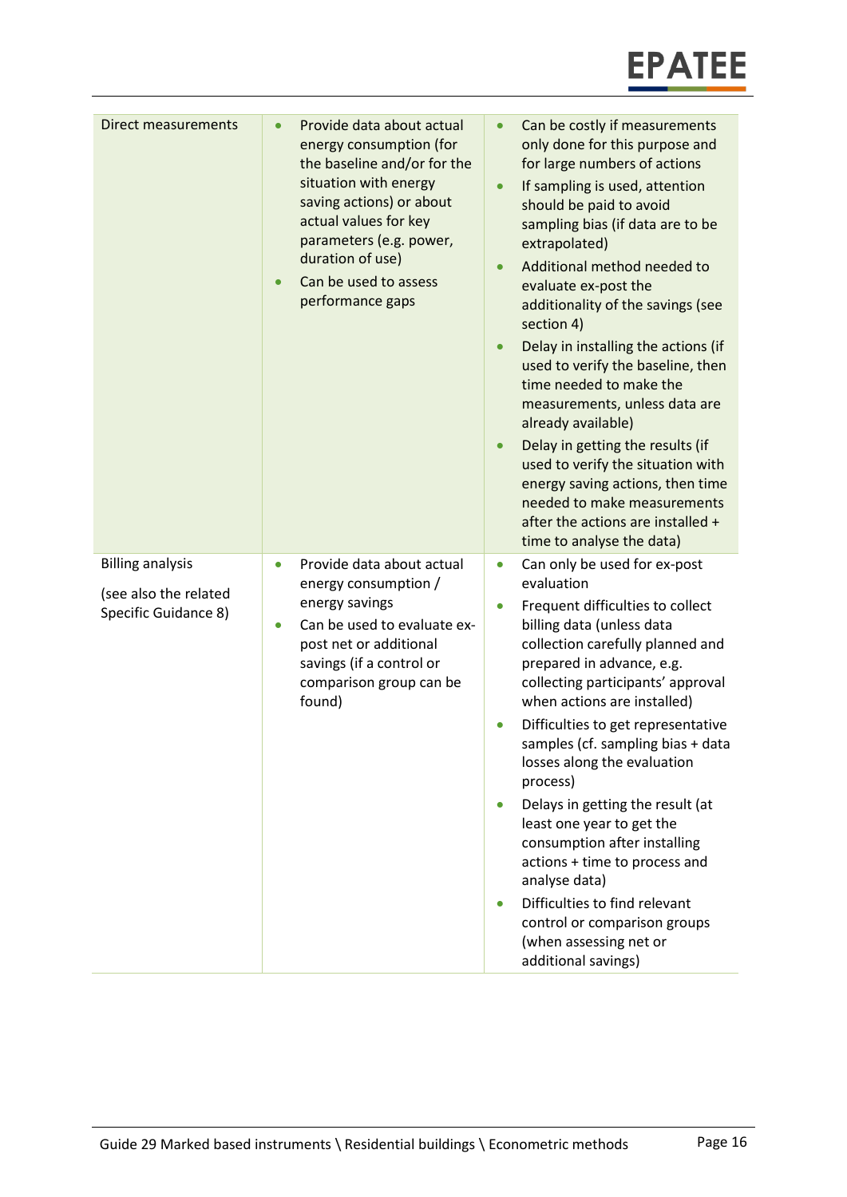| | | |
|---|---|---|
| Direct measurements | • Provide data about actual energy consumption (for the baseline and/or for the situation with energy saving actions) or about actual values for key parameters (e.g. power, duration of use)<br>• Can be used to assess performance gaps | • Can be costly if measurements only done for this purpose and for large numbers of actions<br>• If sampling is used, attention should be paid to avoid sampling bias (if data are to be extrapolated)<br>• Additional method needed to evaluate ex-post the additionality of the savings (see section 4)<br>• Delay in installing the actions (if used to verify the baseline, then time needed to make the measurements, unless data are already available)<br>• Delay in getting the results (if used to verify the situation with energy saving actions, then time needed to make measurements after the actions are installed + time to analyse the data) |
| Billing analysis<br><br>(see also the related Specific Guidance 8) | • Provide data about actual energy consumption / energy savings<br>• Can be used to evaluate ex-post net or additional savings (if a control or comparison group can be found) | • Can only be used for ex-post evaluation<br>• Frequent difficulties to collect billing data (unless data collection carefully planned and prepared in advance, e.g. collecting participants' approval when actions are installed)<br>• Difficulties to get representative samples (cf. sampling bias + data losses along the evaluation process)<br>• Delays in getting the result (at least one year to get the consumption after installing actions + time to process and analyse data)<br>• Difficulties to find relevant control or comparison groups (when assessing net or additional savings) |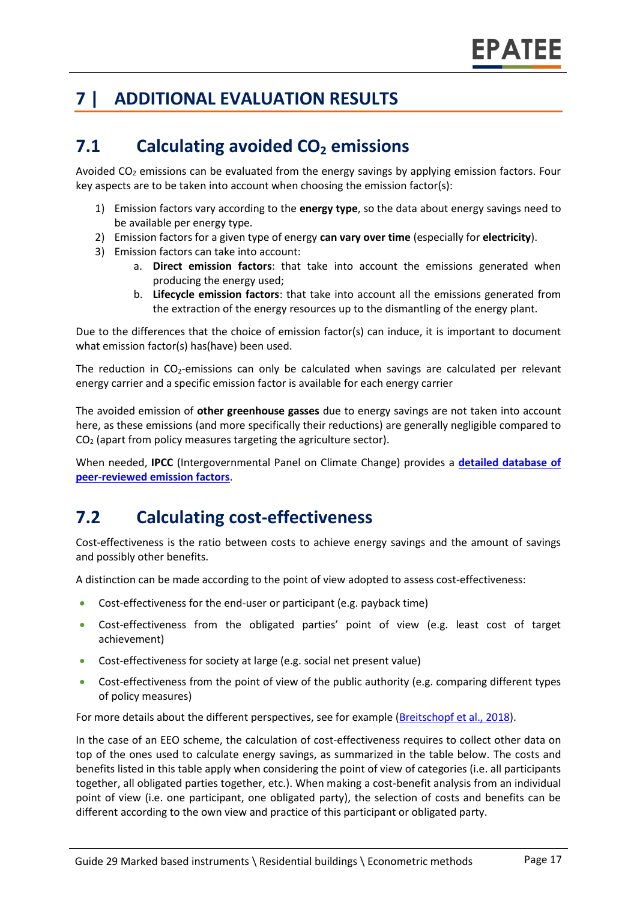# 7 | ADDITIONAL EVALUATION RESULTS

## 7.1 Calculating avoided $CO_2$ emissions

Avoided $CO_2$ emissions can be evaluated from the energy savings by applying emission factors. Four key aspects are to be taken into account when choosing the emission factor(s):

1) Emission factors vary according to the **energy type**, so the data about energy savings need to be available per energy type.
2) Emission factors for a given type of energy **can vary over time** (especially for **electricity**).
3) Emission factors can take into account:
   a. **Direct emission factors**: that take into account the emissions generated when producing the energy used;
   b. **Lifecycle emission factors**: that take into account all the emissions generated from the extraction of the energy resources up to the dismantling of the energy plant.

Due to the differences that the choice of emission factor(s) can induce, it is important to document what emission factor(s) has(have) been used.

The reduction in $CO_2$-emissions can only be calculated when savings are calculated per relevant energy carrier and a specific emission factor is available for each energy carrier

The avoided emission of **other greenhouse gasses** due to energy savings are not taken into account here, as these emissions (and more specifically their reductions) are generally negligible compared to $CO_2$ (apart from policy measures targeting the agriculture sector).

When needed, **IPCC** (Intergovernmental Panel on Climate Change) provides a **detailed database of peer-reviewed emission factors**.

## 7.2 Calculating cost-effectiveness

Cost-effectiveness is the ratio between costs to achieve energy savings and the amount of savings and possibly other benefits.

A distinction can be made according to the point of view adopted to assess cost-effectiveness:

- Cost-effectiveness for the end-user or participant (e.g. payback time)
- Cost-effectiveness from the obligated parties' point of view (e.g. least cost of target achievement)
- Cost-effectiveness for society at large (e.g. social net present value)
- Cost-effectiveness from the point of view of the public authority (e.g. comparing different types of policy measures)

For more details about the different perspectives, see for example (Breitschopf et al., 2018).

In the case of an EEO scheme, the calculation of cost-effectiveness requires to collect other data on top of the ones used to calculate energy savings, as summarized in the table below. The costs and benefits listed in this table apply when considering the point of view of categories (i.e. all participants together, all obligated parties together, etc.). When making a cost-benefit analysis from an individual point of view (i.e. one participant, one obligated party), the selection of costs and benefits can be different according to the own view and practice of this participant or obligated party.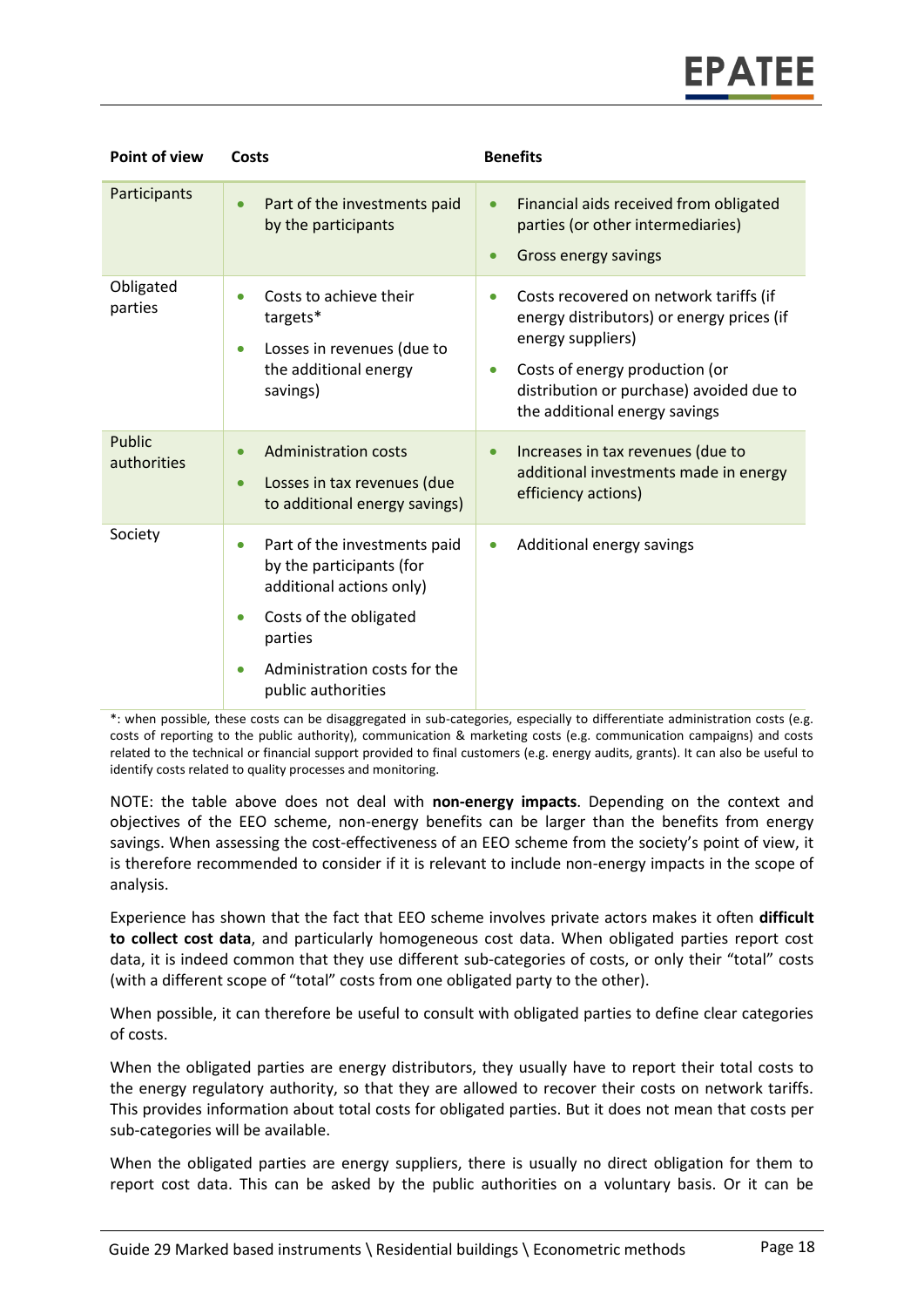| Point of view | Costs | Benefits |
| --- | --- | --- |
| Participants | • Part of the investments paid by the participants | • Financial aids received from obligated parties (or other intermediaries)<br>• Gross energy savings |
| Obligated parties | • Costs to achieve their targets*<br>• Losses in revenues (due to the additional energy savings) | • Costs recovered on network tariffs (if energy distributors) or energy prices (if energy suppliers)<br>• Costs of energy production (or distribution or purchase) avoided due to the additional energy savings |
| Public authorities | • Administration costs<br>• Losses in tax revenues (due to additional energy savings) | • Increases in tax revenues (due to additional investments made in energy efficiency actions) |
| Society | • Part of the investment paid by the participants (for additional actions only)<br>• Costs of the obligated parties<br>• Administration costs for the public authorities | • Additional energy savings |

*: when possible, these costs can be disaggregated in sub-categories, especially to differentiate administration costs (e.g. costs of reporting to the public authority), communication & marketing costs (e.g. communication campaigns) and costs related to the technical or financial support provided to final customers (e.g. energy audits, grants). It can also be useful to identify costs related to quality processes and monitoring.

NOTE: the table above does not deal with **non-energy impacts**. Depending on the context and objectives of the EEO scheme, non-energy benefits can be larger than the benefits from energy savings. When assessing the cost-effectiveness of an EEO scheme from the society's point of view, it is therefore recommended to consider if it is relevant to include non-energy impacts in the scope of analysis.

Experience has shown that the fact that EEO scheme involves private actors makes it often **difficult to collect cost data**, and particularly homogeneous cost data. When obligated parties report cost data, it is indeed common that they use different sub-categories of costs, or only their "total" costs (with a different scope of "total" costs from one obligated party to the other).

When possible, it can therefore be useful to consult with obligated parties to define clear categories of costs.

When the obligated parties are energy distributors, they usually have to report their total costs to the energy regulatory authority, so that they are allowed to recover their costs on network tariffs. This provides information about total costs for obligated parties. But it does not mean that costs per sub-categories will be available.

When the obligated parties are energy suppliers, there is usually no direct obligation for them to report cost data. This can be asked by the public authorities on a voluntary basis. Or it can be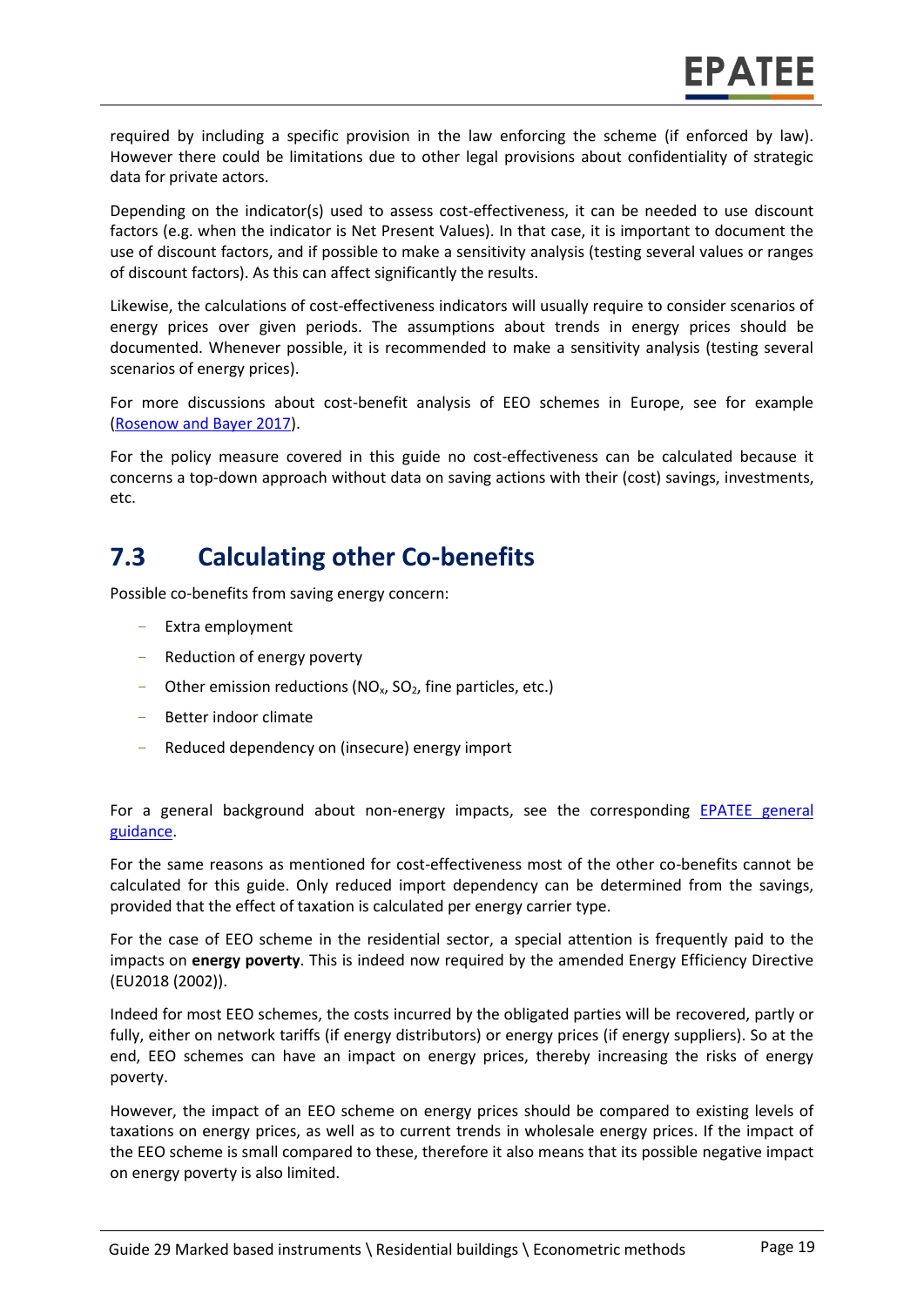required by including a specific provision in the law enforcing the scheme (if enforced by law). However there could be limitations due to other legal provisions about confidentiality of strategic data for private actors.

Depending on the indicator(s) used to assess cost-effectiveness, it can be needed to use discount factors (e.g. when the indicator is Net Present Values). In that case, it is important to document the use of discount factors, and if possible to make a sensitivity analysis (testing several values or ranges of discount factors). As this can affect significantly the results.

Likewise, the calculations of cost-effectiveness indicators will usually require to consider scenarios of energy prices over given periods. The assumptions about trends in energy prices should be documented. Whenever possible, it is recommended to make a sensitivity analysis (testing several scenarios of energy prices).

For more discussions about cost-benefit analysis of EEO schemes in Europe, see for example (Rosenow and Bayer 2017).

For the policy measure covered in this guide no cost-effectiveness can be calculated because it concerns a top-down approach without data on saving actions with their (cost) savings, investments, etc.

## 7.3 Calculating other Co-benefits

Possible co-benefits from saving energy concern:

- Extra employment
- Reduction of energy poverty
- Other emission reductions ($NO_x$, $SO_2$, fine particles, etc.)
- Better indoor climate
- Reduced dependency on (insecure) energy import

For a general background about non-energy impacts, see the corresponding EPATEE general guidance.

For the same reasons as mentioned for cost-effectiveness most of the other co-benefits cannot be calculated for this guide. Only reduced import dependency can be determined from the savings, provided that the effect of taxation is calculated per energy carrier type.

For the case of EEO scheme in the residential sector, a special attention is frequently paid to the impacts on **energy poverty**. This is indeed now required by the amended Energy Efficiency Directive (EU2018 (2002)).

Indeed for most EEO schemes, the costs incurred by the obligated parties will be recovered, partly or fully, either on network tariffs (if energy distributors) or energy prices (if energy suppliers). So at the end, EEO schemes can have an impact on energy prices, thereby increasing the risks of energy poverty.

However, the impact of an EEO scheme on energy prices should be compared to existing levels of taxations on energy prices, as well as to current trends in wholesale energy prices. If the impact of the EEO scheme is small compared to these, therefore it also means that its possible negative impact on energy poverty is also limited.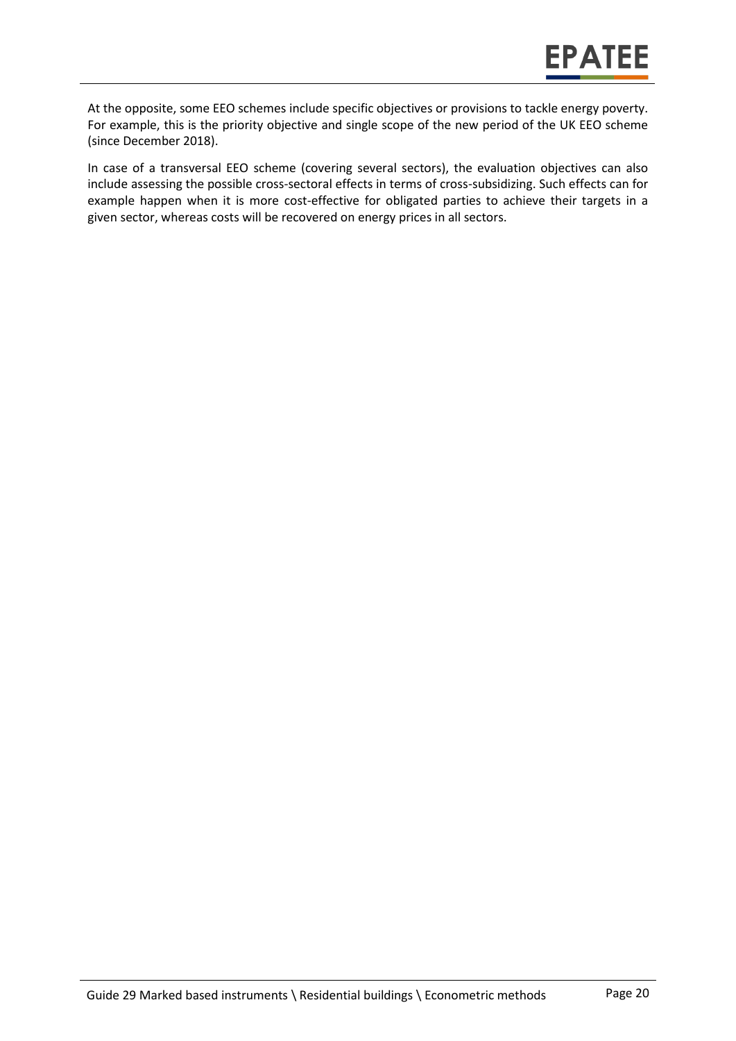At the opposite, some EEO schemes include specific objectives or provisions to tackle energy poverty. For example, this is the priority objective and single scope of the new period of the UK EEO scheme (since December 2018).

In case of a transversal EEO scheme (covering several sectors), the evaluation objectives can also include assessing the possible cross-sectoral effects in terms of cross-subsidizing. Such effects can for example happen when it is more cost-effective for obligated parties to achieve their targets in a given sector, whereas costs will be recovered on energy prices in all sectors.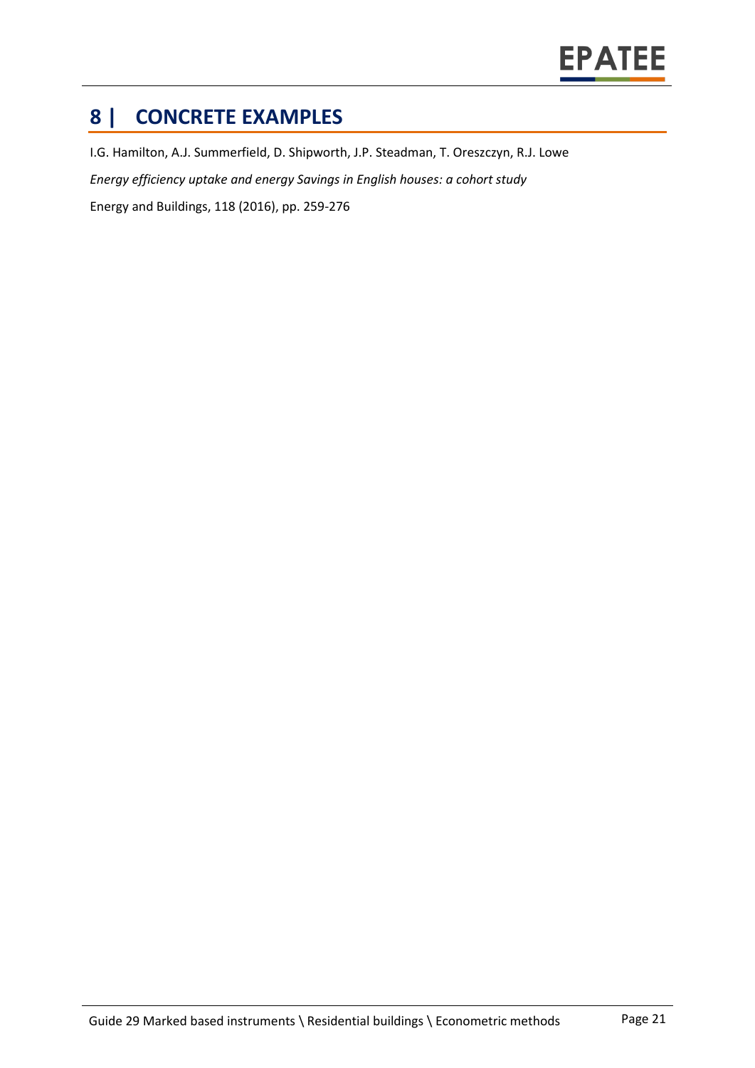# 8 | CONCRETE EXAMPLES

I.G. Hamilton, A.J. Summerfield, D. Shipworth, J.P. Steadman, T. Oreszczyn, R.J. Lowe

*Energy efficiency uptake and energy Savings in English houses: a cohort study*

Energy and Buildings, 118 (2016), pp. 259-276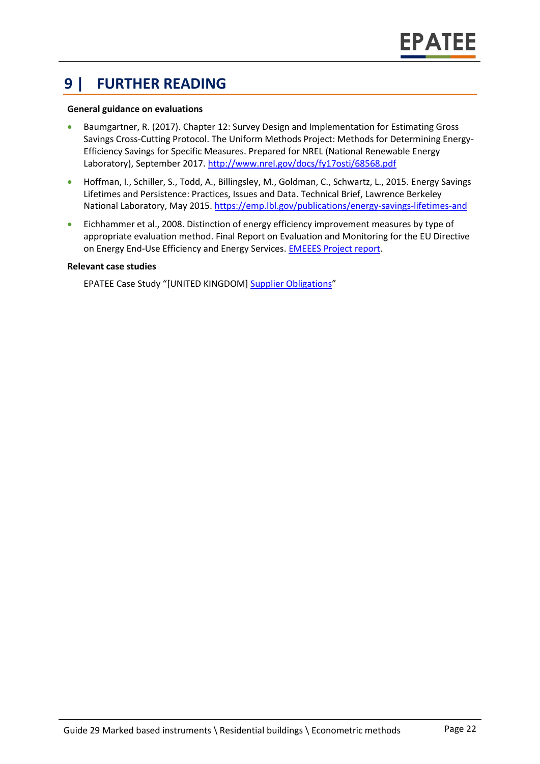# 9 | FURTHER READING

**General guidance on evaluations**

- Baumgartner, R. (2017). Chapter 12: Survey Design and Implementation for Estimating Gross Savings Cross-Cutting Protocol. The Uniform Methods Project: Methods for Determining Energy-Efficiency Savings for Specific Measures. Prepared for NREL (National Renewable Energy Laboratory), September 2017. [http://www.nrel.gov/docs/fy17osti/68568.pdf](http://www.nrel.gov/docs/fy17osti/68568.pdf)
- Hoffman, I., Schiller, S., Todd, A., Billingsley, M., Goldman, C., Schwartz, L., 2015. Energy Savings Lifetimes and Persistence: Practices, Issues and Data. Technical Brief, Lawrence Berkeley National Laboratory, May 2015. [https://emp.lbl.gov/publications/energy-savings-lifetimes-and](https://emp.lbl.gov/publications/energy-savings-lifetimes-and)
- Eichhammer et al., 2008. Distinction of energy efficiency improvement measures by type of appropriate evaluation method. Final Report on Evaluation and Monitoring for the EU Directive on Energy End-Use Efficiency and Energy Services. EMEEES Project report.

**Relevant case studies**

EPATEE Case Study "[UNITED KINGDOM] Supplier Obligations"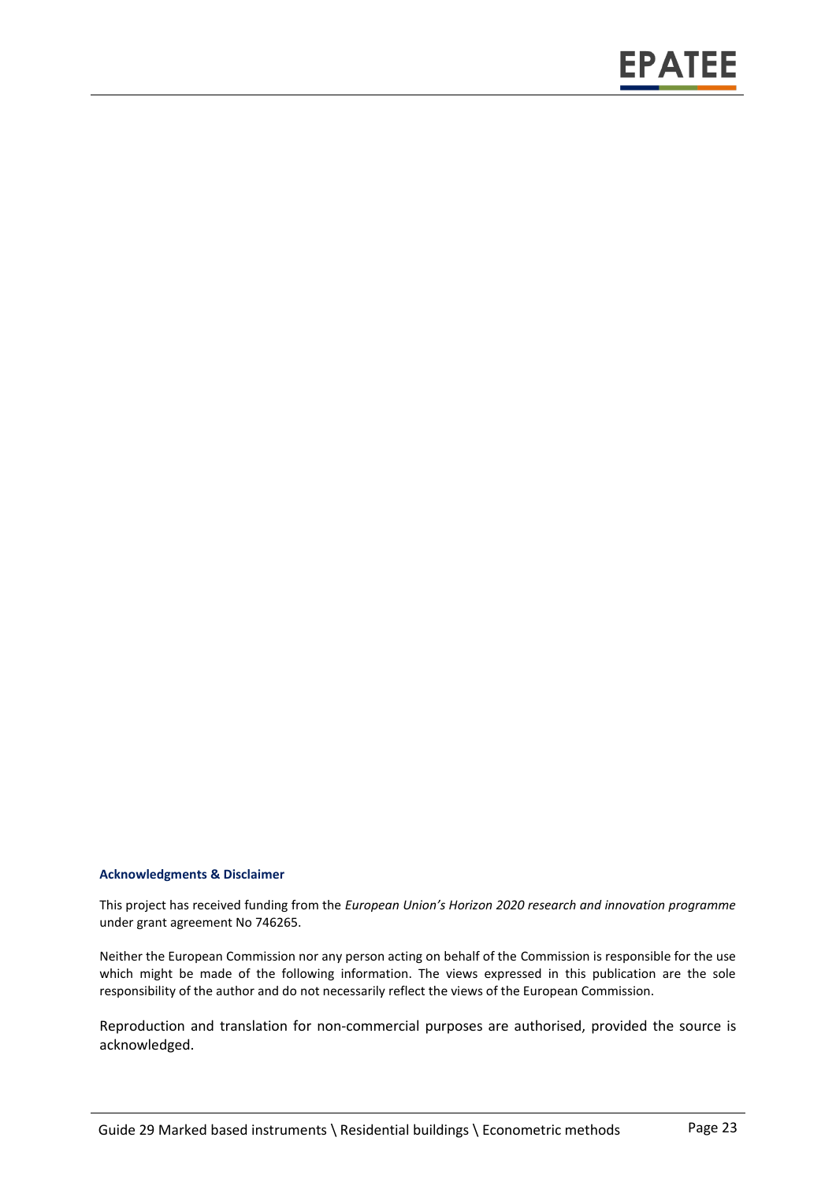#### Acknowledgments & Disclaimer

This project has received funding from the *European Union's Horizon 2020 research and innovation programme* under grant agreement No 746265.

Neither the European Commission nor any person acting on behalf of the Commission is responsible for the use which might be made of the following information. The views expressed in this publication are the sole responsibility of the author and do not necessarily reflect the views of the European Commission.

Reproduction and translation for non-commercial purposes are authorised, provided the source is acknowledged.